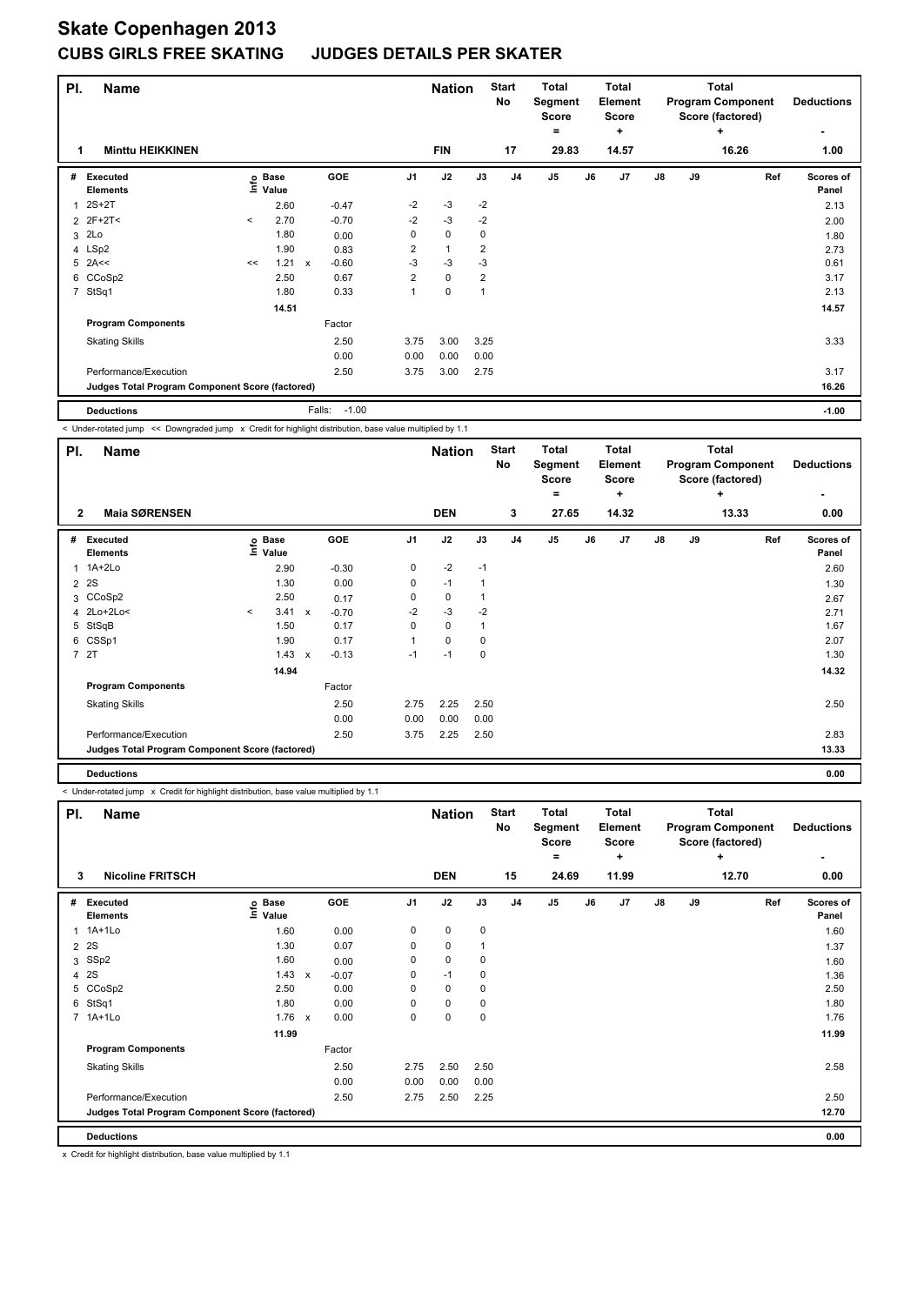# Skate Copenhagen 2013

## CUBS GIRLS FREE SKATING JUDGES DETAILS PER SKATER

| Pl. | Name | Nation | Start No | Total Segment Score = | Total Element Score + | Total Program Component Score (factored) + | Deductions - |
|---|---|---|---|---|---|---|---|
| 1 | Minttu HEIKKINEN | FIN | 17 | 29.83 | 14.57 | 16.26 | 1.00 |

| # | Executed Elements | Info | Base Value | | GOE | J1 | J2 | J3 | J4 | J5 | J6 | J7 | J8 | J9 | Ref | Scores of Panel |
|---|---|---|---|---|---|---|---|---|---|---|---|---|---|---|---|---|
| 1 | 2S+2T | | 2.60 | | -0.47 | -2 | -3 | -2 | | | | | | | | 2.13 |
| 2 | 2F+2T< | < | 2.70 | | -0.70 | -2 | -3 | -2 | | | | | | | | 2.00 |
| 3 | 2Lo | | 1.80 | | 0.00 | 0 | 0 | 0 | | | | | | | | 1.80 |
| 4 | LSp2 | | 1.90 | | 0.83 | 2 | 1 | 2 | | | | | | | | 2.73 |
| 5 | 2A<< | << | 1.21 | x | -0.60 | -3 | -3 | -3 | | | | | | | | 0.61 |
| 6 | CCoSp2 | | 2.50 | | 0.67 | 2 | 0 | 2 | | | | | | | | 3.17 |
| 7 | StSq1 | | 1.80 | | 0.33 | 1 | 0 | 1 | | | | | | | | 2.13 |
| | | | 14.51 | | | | | | | | | | | | | 14.57 |
| | Program Components | | | | Factor | | | | | | | | | | | |
| | Skating Skills | | | | 2.50 | 3.75 | 3.00 | 3.25 | | | | | | | | 3.33 |
| | | | | | 0.00 | 0.00 | 0.00 | 0.00 | | | | | | | | |
| | Performance/Execution | | | | 2.50 | 3.75 | 3.00 | 2.75 | | | | | | | | 3.17 |
| | Judges Total Program Component Score (factored) | | | | | | | | | | | | | | | 16.26 |
| | Deductions | | | | Falls: -1.00 | | | | | | | | | | | -1.00 |

< Under-rotated jump << Downgraded jump x Credit for highlight distribution, base value multiplied by 1.1

| Pl. | Name | Nation | Start No | Total Segment Score = | Total Element Score + | Total Program Component Score (factored) + | Deductions - |
|---|---|---|---|---|---|---|---|
| 2 | Maia SØRENSEN | DEN | 3 | 27.65 | 14.32 | 13.33 | 0.00 |

| # | Executed Elements | Info | Base Value | | GOE | J1 | J2 | J3 | J4 | J5 | J6 | J7 | J8 | J9 | Ref | Scores of Panel |
|---|---|---|---|---|---|---|---|---|---|---|---|---|---|---|---|---|
| 1 | 1A+2Lo | | 2.90 | | -0.30 | 0 | -2 | -1 | | | | | | | | 2.60 |
| 2 | 2S | | 1.30 | | 0.00 | 0 | -1 | 1 | | | | | | | | 1.30 |
| 3 | CCoSp2 | | 2.50 | | 0.17 | 0 | 0 | 1 | | | | | | | | 2.67 |
| 4 | 2Lo+2Lo< | < | 3.41 | x | -0.70 | -2 | -3 | -2 | | | | | | | | 2.71 |
| 5 | StSqB | | 1.50 | | 0.17 | 0 | 0 | 1 | | | | | | | | 1.67 |
| 6 | CSSp1 | | 1.90 | | 0.17 | 1 | 0 | 0 | | | | | | | | 2.07 |
| 7 | 2T | | 1.43 | x | -0.13 | -1 | -1 | 0 | | | | | | | | 1.30 |
| | | | 14.94 | | | | | | | | | | | | | 14.32 |
| | Program Components | | | | Factor | | | | | | | | | | | |
| | Skating Skills | | | | 2.50 | 2.75 | 2.25 | 2.50 | | | | | | | | 2.50 |
| | | | | | 0.00 | 0.00 | 0.00 | 0.00 | | | | | | | | |
| | Performance/Execution | | | | 2.50 | 3.75 | 2.25 | 2.50 | | | | | | | | 2.83 |
| | Judges Total Program Component Score (factored) | | | | | | | | | | | | | | | 13.33 |
| | Deductions | | | | | | | | | | | | | | | 0.00 |

< Under-rotated jump x Credit for highlight distribution, base value multiplied by 1.1

| Pl. | Name | Nation | Start No | Total Segment Score = | Total Element Score + | Total Program Component Score (factored) + | Deductions - |
|---|---|---|---|---|---|---|---|
| 3 | Nicoline FRITSCH | DEN | 15 | 24.69 | 11.99 | 12.70 | 0.00 |

| # | Executed Elements | Info | Base Value | | GOE | J1 | J2 | J3 | J4 | J5 | J6 | J7 | J8 | J9 | Ref | Scores of Panel |
|---|---|---|---|---|---|---|---|---|---|---|---|---|---|---|---|---|
| 1 | 1A+1Lo | | 1.60 | | 0.00 | 0 | 0 | 0 | | | | | | | | 1.60 |
| 2 | 2S | | 1.30 | | 0.07 | 0 | 0 | 1 | | | | | | | | 1.37 |
| 3 | SSp2 | | 1.60 | | 0.00 | 0 | 0 | 0 | | | | | | | | 1.60 |
| 4 | 2S | | 1.43 | x | -0.07 | 0 | -1 | 0 | | | | | | | | 1.36 |
| 5 | CCoSp2 | | 2.50 | | 0.00 | 0 | 0 | 0 | | | | | | | | 2.50 |
| 6 | StSq1 | | 1.80 | | 0.00 | 0 | 0 | 0 | | | | | | | | 1.80 |
| 7 | 1A+1Lo | | 1.76 | x | 0.00 | 0 | 0 | 0 | | | | | | | | 1.76 |
| | | | 11.99 | | | | | | | | | | | | | 11.99 |
| | Program Components | | | | Factor | | | | | | | | | | | |
| | Skating Skills | | | | 2.50 | 2.75 | 2.50 | 2.50 | | | | | | | | 2.58 |
| | | | | | 0.00 | 0.00 | 0.00 | 0.00 | | | | | | | | |
| | Performance/Execution | | | | 2.50 | 2.75 | 2.50 | 2.25 | | | | | | | | 2.50 |
| | Judges Total Program Component Score (factored) | | | | | | | | | | | | | | | 12.70 |
| | Deductions | | | | | | | | | | | | | | | 0.00 |

x Credit for highlight distribution, base value multiplied by 1.1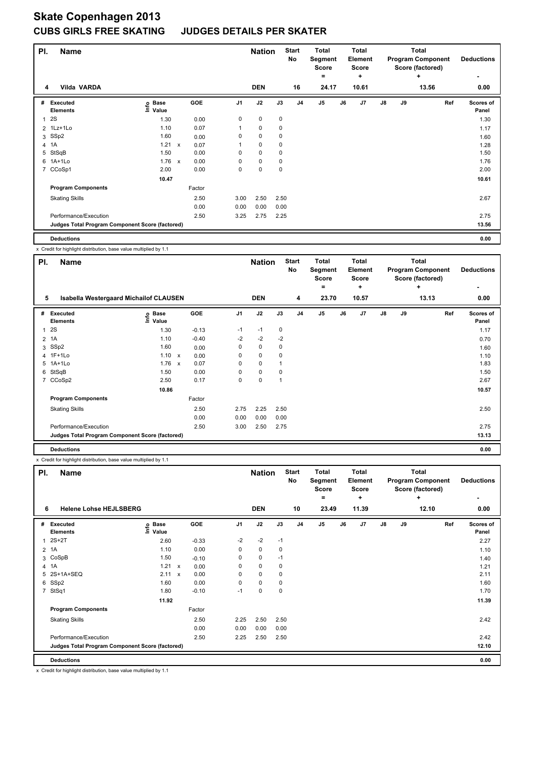# Skate Copenhagen 2013

## CUBS GIRLS FREE SKATING JUDGES DETAILS PER SKATER

| Pl. | Name | Nation | Start No | Total Segment Score = | Total Element Score + | Total Program Component Score (factored) + | Deductions - |
|---|---|---|---|---|---|---|---|
| 4 | Vilda VARDA | DEN | 16 | 24.17 | 10.61 | 13.56 | 0.00 |

| # | Executed Elements | Info | Base Value | | GOE | J1 | J2 | J3 | J4 | J5 | J6 | J7 | J8 | J9 | Ref | Scores of Panel |
|---|---|---|---|---|---|---|---|---|---|---|---|---|---|---|---|---|
| 1 | 2S | | 1.30 | | 0.00 | 0 | 0 | 0 | | | | | | | | 1.30 |
| 2 | 1Lz+1Lo | | 1.10 | | 0.07 | 1 | 0 | 0 | | | | | | | | 1.17 |
| 3 | SSp2 | | 1.60 | | 0.00 | 0 | 0 | 0 | | | | | | | | 1.60 |
| 4 | 1A | | 1.21 | x | 0.07 | 1 | 0 | 0 | | | | | | | | 1.28 |
| 5 | StSqB | | 1.50 | | 0.00 | 0 | 0 | 0 | | | | | | | | 1.50 |
| 6 | 1A+1Lo | | 1.76 | x | 0.00 | 0 | 0 | 0 | | | | | | | | 1.76 |
| 7 | CCoSp1 | | 2.00 | | 0.00 | 0 | 0 | 0 | | | | | | | | 2.00 |
| | | | 10.47 | | | | | | | | | | | | | 10.61 |
| | **Program Components** | | | | Factor | | | | | | | | | | | |
| | Skating Skills | | | | 2.50 | 3.00 | 2.50 | 2.50 | | | | | | | | 2.67 |
| | | | | | 0.00 | 0.00 | 0.00 | 0.00 | | | | | | | | |
| | Performance/Execution | | | | 2.50 | 3.25 | 2.75 | 2.25 | | | | | | | | 2.75 |
| | **Judges Total Program Component Score (factored)** | | | | | | | | | | | | | | | 13.56 |
| | **Deductions** | | | | | | | | | | | | | | | 0.00 |

x Credit for highlight distribution, base value multiplied by 1.1

| Pl. | Name | Nation | Start No | Total Segment Score = | Total Element Score + | Total Program Component Score (factored) + | Deductions - |
|---|---|---|---|---|---|---|---|
| 5 | Isabella Westergaard Michailof CLAUSEN | DEN | 4 | 23.70 | 10.57 | 13.13 | 0.00 |

| # | Executed Elements | Info | Base Value | | GOE | J1 | J2 | J3 | J4 | J5 | J6 | J7 | J8 | J9 | Ref | Scores of Panel |
|---|---|---|---|---|---|---|---|---|---|---|---|---|---|---|---|---|
| 1 | 2S | | 1.30 | | -0.13 | -1 | -1 | 0 | | | | | | | | 1.17 |
| 2 | 1A | | 1.10 | | -0.40 | -2 | -2 | -2 | | | | | | | | 0.70 |
| 3 | SSp2 | | 1.60 | | 0.00 | 0 | 0 | 0 | | | | | | | | 1.60 |
| 4 | 1F+1Lo | | 1.10 | x | 0.00 | 0 | 0 | 0 | | | | | | | | 1.10 |
| 5 | 1A+1Lo | | 1.76 | x | 0.07 | 0 | 0 | 1 | | | | | | | | 1.83 |
| 6 | StSqB | | 1.50 | | 0.00 | 0 | 0 | 0 | | | | | | | | 1.50 |
| 7 | CCoSp2 | | 2.50 | | 0.17 | 0 | 0 | 1 | | | | | | | | 2.67 |
| | | | 10.86 | | | | | | | | | | | | | 10.57 |
| | **Program Components** | | | | Factor | | | | | | | | | | | |
| | Skating Skills | | | | 2.50 | 2.75 | 2.25 | 2.50 | | | | | | | | 2.50 |
| | | | | | 0.00 | 0.00 | 0.00 | 0.00 | | | | | | | | |
| | Performance/Execution | | | | 2.50 | 3.00 | 2.50 | 2.75 | | | | | | | | 2.75 |
| | **Judges Total Program Component Score (factored)** | | | | | | | | | | | | | | | 13.13 |
| | **Deductions** | | | | | | | | | | | | | | | 0.00 |

x Credit for highlight distribution, base value multiplied by 1.1

| Pl. | Name | Nation | Start No | Total Segment Score = | Total Element Score + | Total Program Component Score (factored) + | Deductions - |
|---|---|---|---|---|---|---|---|
| 6 | Helene Lohse HEJLSBERG | DEN | 10 | 23.49 | 11.39 | 12.10 | 0.00 |

| # | Executed Elements | Info | Base Value | | GOE | J1 | J2 | J3 | J4 | J5 | J6 | J7 | J8 | J9 | Ref | Scores of Panel |
|---|---|---|---|---|---|---|---|---|---|---|---|---|---|---|---|---|
| 1 | 2S+2T | | 2.60 | | -0.33 | -2 | -2 | -1 | | | | | | | | 2.27 |
| 2 | 1A | | 1.10 | | 0.00 | 0 | 0 | 0 | | | | | | | | 1.10 |
| 3 | CoSpB | | 1.50 | | -0.10 | 0 | 0 | -1 | | | | | | | | 1.40 |
| 4 | 1A | | 1.21 | x | 0.00 | 0 | 0 | 0 | | | | | | | | 1.21 |
| 5 | 2S+1A+SEQ | | 2.11 | x | 0.00 | 0 | 0 | 0 | | | | | | | | 2.11 |
| 6 | SSp2 | | 1.60 | | 0.00 | 0 | 0 | 0 | | | | | | | | 1.60 |
| 7 | StSq1 | | 1.80 | | -0.10 | -1 | 0 | 0 | | | | | | | | 1.70 |
| | | | 11.92 | | | | | | | | | | | | | 11.39 |
| | **Program Components** | | | | Factor | | | | | | | | | | | |
| | Skating Skills | | | | 2.50 | 2.25 | 2.50 | 2.50 | | | | | | | | 2.42 |
| | | | | | 0.00 | 0.00 | 0.00 | 0.00 | | | | | | | | |
| | Performance/Execution | | | | 2.50 | 2.25 | 2.50 | 2.50 | | | | | | | | 2.42 |
| | **Judges Total Program Component Score (factored)** | | | | | | | | | | | | | | | 12.10 |
| | **Deductions** | | | | | | | | | | | | | | | 0.00 |

x Credit for highlight distribution, base value multiplied by 1.1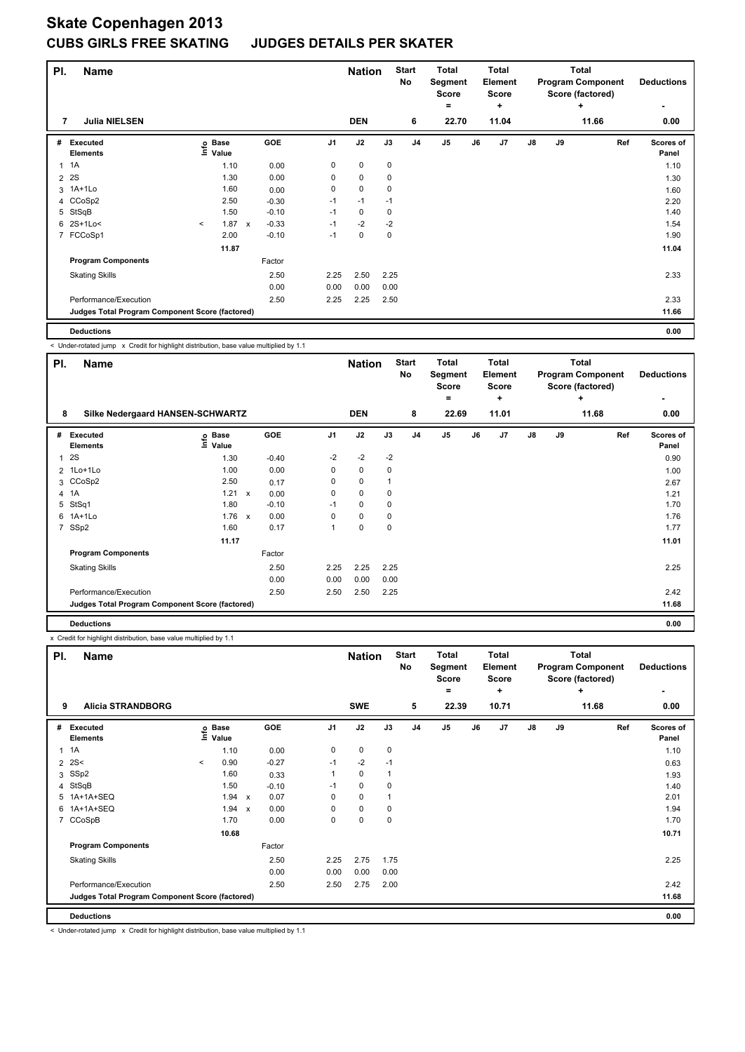# Skate Copenhagen 2013

## CUBS GIRLS FREE SKATING JUDGES DETAILS PER SKATER

| Pl. | Name | Nation | Start No | Total Segment Score = | Total Element Score + | Total Program Component Score (factored) + | Deductions - |
|---|---|---|---|---|---|---|---|
| 7 | Julia NIELSEN | DEN | 6 | 22.70 | 11.04 | 11.66 | 0.00 |

| # | Executed Elements | Info | Base Value | | GOE | J1 | J2 | J3 | J4 | J5 | J6 | J7 | J8 | J9 | Ref | Scores of Panel |
|---|---|---|---|---|---|---|---|---|---|---|---|---|---|---|---|---|
| 1 | 1A | | 1.10 | | 0.00 | 0 | 0 | 0 | | | | | | | | 1.10 |
| 2 | 2S | | 1.30 | | 0.00 | 0 | 0 | 0 | | | | | | | | 1.30 |
| 3 | 1A+1Lo | | 1.60 | | 0.00 | 0 | 0 | 0 | | | | | | | | 1.60 |
| 4 | CCoSp2 | | 2.50 | | -0.30 | -1 | -1 | -1 | | | | | | | | 2.20 |
| 5 | StSqB | | 1.50 | | -0.10 | -1 | 0 | 0 | | | | | | | | 1.40 |
| 6 | 2S+1Lo< | < | 1.87 | x | -0.33 | -1 | -2 | -2 | | | | | | | | 1.54 |
| 7 | FCCoSp1 | | 2.00 | | -0.10 | -1 | 0 | 0 | | | | | | | | 1.90 |
| | | | 11.87 | | | | | | | | | | | | | 11.04 |
| | **Program Components** | | | | Factor | | | | | | | | | | | |
| | Skating Skills | | | | 2.50 | 2.25 | 2.50 | 2.25 | | | | | | | | 2.33 |
| | | | | | 0.00 | 0.00 | 0.00 | 0.00 | | | | | | | | |
| | Performance/Execution | | | | 2.50 | 2.25 | 2.25 | 2.50 | | | | | | | | 2.33 |
| | **Judges Total Program Component Score (factored)** | | | | | | | | | | | | | | | 11.66 |
| | **Deductions** | | | | | | | | | | | | | | | 0.00 |

< Under-rotated jump x Credit for highlight distribution, base value multiplied by 1.1

| Pl. | Name | Nation | Start No | Total Segment Score = | Total Element Score + | Total Program Component Score (factored) + | Deductions - |
|---|---|---|---|---|---|---|---|
| 8 | Silke Nedergaard HANSEN-SCHWARTZ | DEN | 8 | 22.69 | 11.01 | 11.68 | 0.00 |

| # | Executed Elements | Info | Base Value | | GOE | J1 | J2 | J3 | J4 | J5 | J6 | J7 | J8 | J9 | Ref | Scores of Panel |
|---|---|---|---|---|---|---|---|---|---|---|---|---|---|---|---|---|
| 1 | 2S | | 1.30 | | -0.40 | -2 | -2 | -2 | | | | | | | | 0.90 |
| 2 | 1Lo+1Lo | | 1.00 | | 0.00 | 0 | 0 | 0 | | | | | | | | 1.00 |
| 3 | CCoSp2 | | 2.50 | | 0.17 | 0 | 0 | 1 | | | | | | | | 2.67 |
| 4 | 1A | | 1.21 | x | 0.00 | 0 | 0 | 0 | | | | | | | | 1.21 |
| 5 | StSq1 | | 1.80 | | -0.10 | -1 | 0 | 0 | | | | | | | | 1.70 |
| 6 | 1A+1Lo | | 1.76 | x | 0.00 | 0 | 0 | 0 | | | | | | | | 1.76 |
| 7 | SSp2 | | 1.60 | | 0.17 | 1 | 0 | 0 | | | | | | | | 1.77 |
| | | | 11.17 | | | | | | | | | | | | | 11.01 |
| | **Program Components** | | | | Factor | | | | | | | | | | | |
| | Skating Skills | | | | 2.50 | 2.25 | 2.25 | 2.25 | | | | | | | | 2.25 |
| | | | | | 0.00 | 0.00 | 0.00 | 0.00 | | | | | | | | |
| | Performance/Execution | | | | 2.50 | 2.50 | 2.50 | 2.25 | | | | | | | | 2.42 |
| | **Judges Total Program Component Score (factored)** | | | | | | | | | | | | | | | 11.68 |
| | **Deductions** | | | | | | | | | | | | | | | 0.00 |

x Credit for highlight distribution, base value multiplied by 1.1

| Pl. | Name | Nation | Start No | Total Segment Score = | Total Element Score + | Total Program Component Score (factored) + | Deductions - |
|---|---|---|---|---|---|---|---|
| 9 | Alicia STRANDBORG | SWE | 5 | 22.39 | 10.71 | 11.68 | 0.00 |

| # | Executed Elements | Info | Base Value | | GOE | J1 | J2 | J3 | J4 | J5 | J6 | J7 | J8 | J9 | Ref | Scores of Panel |
|---|---|---|---|---|---|---|---|---|---|---|---|---|---|---|---|---|
| 1 | 1A | | 1.10 | | 0.00 | 0 | 0 | 0 | | | | | | | | 1.10 |
| 2 | 2S< | < | 0.90 | | -0.27 | -1 | -2 | -1 | | | | | | | | 0.63 |
| 3 | SSp2 | | 1.60 | | 0.33 | 1 | 0 | 1 | | | | | | | | 1.93 |
| 4 | StSqB | | 1.50 | | -0.10 | -1 | 0 | 0 | | | | | | | | 1.40 |
| 5 | 1A+1A+SEQ | | 1.94 | x | 0.07 | 0 | 0 | 1 | | | | | | | | 2.01 |
| 6 | 1A+1A+SEQ | | 1.94 | x | 0.00 | 0 | 0 | 0 | | | | | | | | 1.94 |
| 7 | CCoSpB | | 1.70 | | 0.00 | 0 | 0 | 0 | | | | | | | | 1.70 |
| | | | 10.68 | | | | | | | | | | | | | 10.71 |
| | **Program Components** | | | | Factor | | | | | | | | | | | |
| | Skating Skills | | | | 2.50 | 2.25 | 2.75 | 1.75 | | | | | | | | 2.25 |
| | | | | | 0.00 | 0.00 | 0.00 | 0.00 | | | | | | | | |
| | Performance/Execution | | | | 2.50 | 2.50 | 2.75 | 2.00 | | | | | | | | 2.42 |
| | **Judges Total Program Component Score (factored)** | | | | | | | | | | | | | | | 11.68 |
| | **Deductions** | | | | | | | | | | | | | | | 0.00 |

< Under-rotated jump x Credit for highlight distribution, base value multiplied by 1.1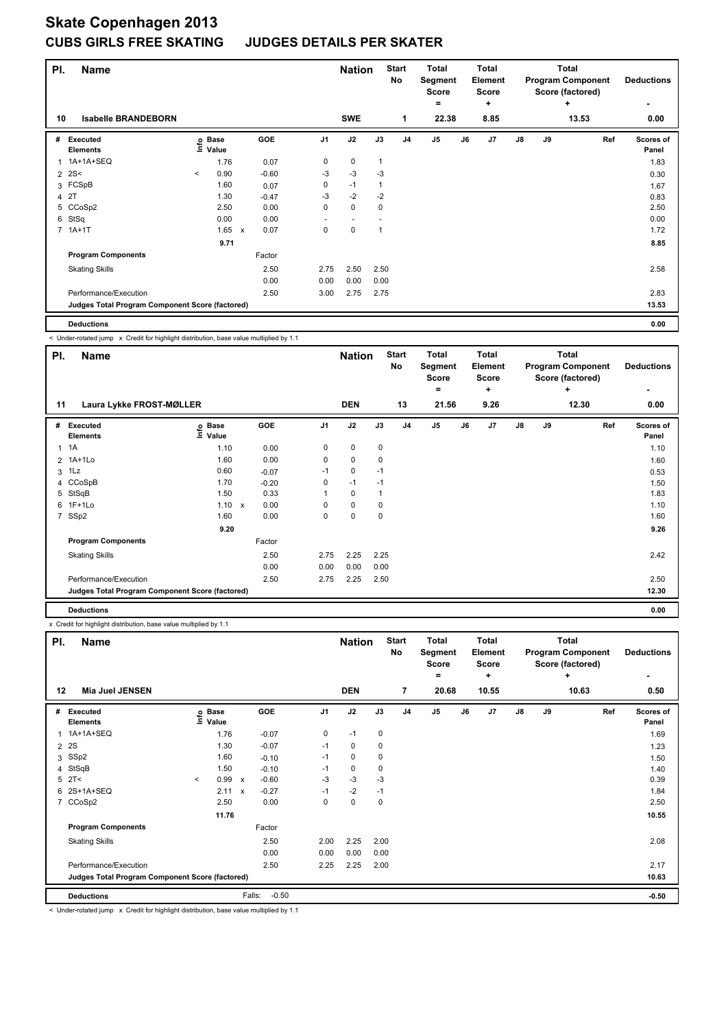# Skate Copenhagen 2013

## CUBS GIRLS FREE SKATING JUDGES DETAILS PER SKATER

| Pl. | Name | Nation | Start No | Total Segment Score = | Total Element Score + | Total Program Component Score (factored) + | Deductions - |
|---|---|---|---|---|---|---|---|
| 10 | Isabelle BRANDEBORN | SWE | 1 | 22.38 | 8.85 | 13.53 | 0.00 |

| # | Executed Elements | Info | Base Value | | GOE | J1 | J2 | J3 | J4 | J5 | J6 | J7 | J8 | J9 | Ref | Scores of Panel |
|---|---|---|---|---|---|---|---|---|---|---|---|---|---|---|---|---|
| 1 | 1A+1A+SEQ | | 1.76 | | 0.07 | 0 | 0 | 1 | | | | | | | | 1.83 |
| 2 | 2S< | < | 0.90 | | -0.60 | -3 | -3 | -3 | | | | | | | | 0.30 |
| 3 | FCSpB | | 1.60 | | 0.07 | 0 | -1 | 1 | | | | | | | | 1.67 |
| 4 | 2T | | 1.30 | | -0.47 | -3 | -2 | -2 | | | | | | | | 0.83 |
| 5 | CCoSp2 | | 2.50 | | 0.00 | 0 | 0 | 0 | | | | | | | | 2.50 |
| 6 | StSq | | 0.00 | | 0.00 | - | - | - | | | | | | | | 0.00 |
| 7 | 1A+1T | | 1.65 | x | 0.07 | 0 | 0 | 1 | | | | | | | | 1.72 |
| | | | 9.71 | | | | | | | | | | | | | 8.85 |
| | **Program Components** | | | | Factor | | | | | | | | | | | |
| | Skating Skills | | | | 2.50 | 2.75 | 2.50 | 2.50 | | | | | | | | 2.58 |
| | | | | | 0.00 | 0.00 | 0.00 | 0.00 | | | | | | | | |
| | Performance/Execution | | | | 2.50 | 3.00 | 2.75 | 2.75 | | | | | | | | 2.83 |
| | **Judges Total Program Component Score (factored)** | | | | | | | | | | | | | | | 13.53 |
| | **Deductions** | | | | | | | | | | | | | | | 0.00 |

< Under-rotated jump x Credit for highlight distribution, base value multiplied by 1.1

| Pl. | Name | Nation | Start No | Total Segment Score = | Total Element Score + | Total Program Component Score (factored) + | Deductions - |
|---|---|---|---|---|---|---|---|
| 11 | Laura Lykke FROST-MØLLER | DEN | 13 | 21.56 | 9.26 | 12.30 | 0.00 |

| # | Executed Elements | Info | Base Value | | GOE | J1 | J2 | J3 | J4 | J5 | J6 | J7 | J8 | J9 | Ref | Scores of Panel |
|---|---|---|---|---|---|---|---|---|---|---|---|---|---|---|---|---|
| 1 | 1A | | 1.10 | | 0.00 | 0 | 0 | 0 | | | | | | | | 1.10 |
| 2 | 1A+1Lo | | 1.60 | | 0.00 | 0 | 0 | 0 | | | | | | | | 1.60 |
| 3 | 1Lz | | 0.60 | | -0.07 | -1 | 0 | -1 | | | | | | | | 0.53 |
| 4 | CCoSpB | | 1.70 | | -0.20 | 0 | -1 | -1 | | | | | | | | 1.50 |
| 5 | StSqB | | 1.50 | | 0.33 | 1 | 0 | 1 | | | | | | | | 1.83 |
| 6 | 1F+1Lo | | 1.10 | x | 0.00 | 0 | 0 | 0 | | | | | | | | 1.10 |
| 7 | SSp2 | | 1.60 | | 0.00 | 0 | 0 | 0 | | | | | | | | 1.60 |
| | | | 9.20 | | | | | | | | | | | | | 9.26 |
| | **Program Components** | | | | Factor | | | | | | | | | | | |
| | Skating Skills | | | | 2.50 | 2.75 | 2.25 | 2.25 | | | | | | | | 2.42 |
| | | | | | 0.00 | 0.00 | 0.00 | 0.00 | | | | | | | | |
| | Performance/Execution | | | | 2.50 | 2.75 | 2.25 | 2.50 | | | | | | | | 2.50 |
| | **Judges Total Program Component Score (factored)** | | | | | | | | | | | | | | | 12.30 |
| | **Deductions** | | | | | | | | | | | | | | | 0.00 |

x Credit for highlight distribution, base value multiplied by 1.1

| Pl. | Name | Nation | Start No | Total Segment Score = | Total Element Score + | Total Program Component Score (factored) + | Deductions - |
|---|---|---|---|---|---|---|---|
| 12 | Mia Juel JENSEN | DEN | 7 | 20.68 | 10.55 | 10.63 | 0.50 |

| # | Executed Elements | Info | Base Value | | GOE | J1 | J2 | J3 | J4 | J5 | J6 | J7 | J8 | J9 | Ref | Scores of Panel |
|---|---|---|---|---|---|---|---|---|---|---|---|---|---|---|---|---|
| 1 | 1A+1A+SEQ | | 1.76 | | -0.07 | 0 | -1 | 0 | | | | | | | | 1.69 |
| 2 | 2S | | 1.30 | | -0.07 | -1 | 0 | 0 | | | | | | | | 1.23 |
| 3 | SSp2 | | 1.60 | | -0.10 | -1 | 0 | 0 | | | | | | | | 1.50 |
| 4 | StSqB | | 1.50 | | -0.10 | -1 | 0 | 0 | | | | | | | | 1.40 |
| 5 | 2T< | < | 0.99 | x | -0.60 | -3 | -3 | -3 | | | | | | | | 0.39 |
| 6 | 2S+1A+SEQ | | 2.11 | x | -0.27 | -1 | -2 | -1 | | | | | | | | 1.84 |
| 7 | CCoSp2 | | 2.50 | | 0.00 | 0 | 0 | 0 | | | | | | | | 2.50 |
| | | | 11.76 | | | | | | | | | | | | | 10.55 |
| | **Program Components** | | | | Factor | | | | | | | | | | | |
| | Skating Skills | | | | 2.50 | 2.00 | 2.25 | 2.00 | | | | | | | | 2.08 |
| | | | | | 0.00 | 0.00 | 0.00 | 0.00 | | | | | | | | |
| | Performance/Execution | | | | 2.50 | 2.25 | 2.25 | 2.00 | | | | | | | | 2.17 |
| | **Judges Total Program Component Score (factored)** | | | | | | | | | | | | | | | 10.63 |
| | **Deductions** | | | | Falls: -0.50 | | | | | | | | | | | -0.50 |

< Under-rotated jump x Credit for highlight distribution, base value multiplied by 1.1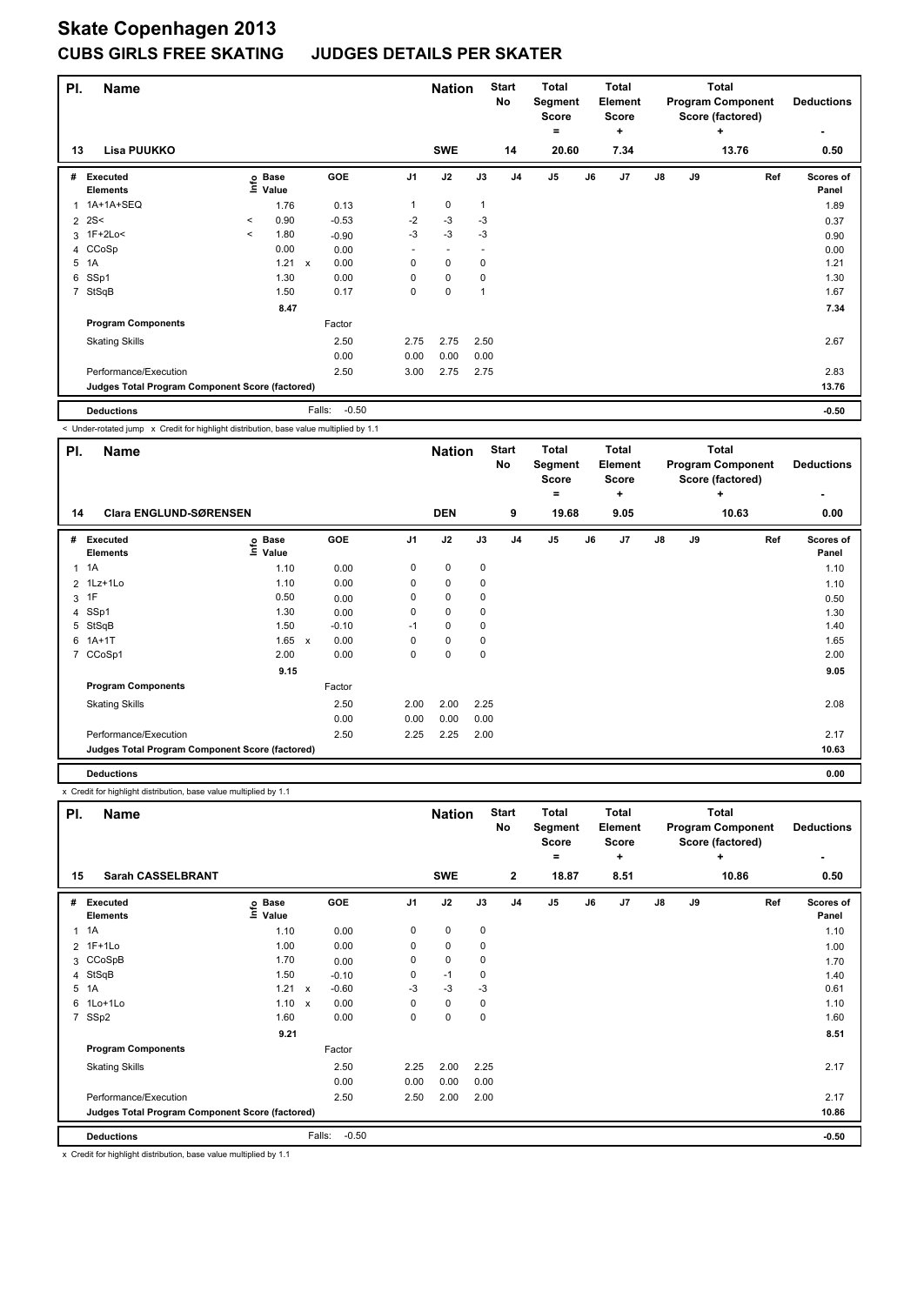# Skate Copenhagen 2013

## CUBS GIRLS FREE SKATING JUDGES DETAILS PER SKATER

| Pl. | Name | Nation | Start No | Total Segment Score = | Total Element Score + | Total Program Component Score (factored) + | Deductions - |
|---|---|---|---|---|---|---|---|
| 13 | Lisa PUUKKO | SWE | 14 | 20.60 | 7.34 | 13.76 | 0.50 |

| # | Executed Elements | Info | Base Value | | GOE | J1 | J2 | J3 | J4 | J5 | J6 | J7 | J8 | J9 | Ref | Scores of Panel |
|---|---|---|---|---|---|---|---|---|---|---|---|---|---|---|---|---|
| 1 | 1A+1A+SEQ | | 1.76 | | 0.13 | 1 | 0 | 1 | | | | | | | | 1.89 |
| 2 | 2S< | < | 0.90 | | -0.53 | -2 | -3 | -3 | | | | | | | | 0.37 |
| 3 | 1F+2Lo< | < | 1.80 | | -0.90 | -3 | -3 | -3 | | | | | | | | 0.90 |
| 4 | CCoSp | | 0.00 | | 0.00 | - | - | - | | | | | | | | 0.00 |
| 5 | 1A | | 1.21 | x | 0.00 | 0 | 0 | 0 | | | | | | | | 1.21 |
| 6 | SSp1 | | 1.30 | | 0.00 | 0 | 0 | 0 | | | | | | | | 1.30 |
| 7 | StSqB | | 1.50 | | 0.17 | 0 | 0 | 1 | | | | | | | | 1.67 |
| | | | 8.47 | | | | | | | | | | | | | 7.34 |
| | **Program Components** | | | | Factor | | | | | | | | | | | |
| | Skating Skills | | | | 2.50 | 2.75 | 2.75 | 2.50 | | | | | | | | 2.67 |
| | | | | | 0.00 | 0.00 | 0.00 | 0.00 | | | | | | | | |
| | Performance/Execution | | | | 2.50 | 3.00 | 2.75 | 2.75 | | | | | | | | 2.83 |
| | **Judges Total Program Component Score (factored)** | | | | | | | | | | | | | | | 13.76 |
| | **Deductions** | | | | Falls: -0.50 | | | | | | | | | | | -0.50 |

< Under-rotated jump x Credit for highlight distribution, base value multiplied by 1.1

| Pl. | Name | Nation | Start No | Total Segment Score = | Total Element Score + | Total Program Component Score (factored) + | Deductions - |
|---|---|---|---|---|---|---|---|
| 14 | Clara ENGLUND-SØRENSEN | DEN | 9 | 19.68 | 9.05 | 10.63 | 0.00 |

| # | Executed Elements | Info | Base Value | | GOE | J1 | J2 | J3 | J4 | J5 | J6 | J7 | J8 | J9 | Ref | Scores of Panel |
|---|---|---|---|---|---|---|---|---|---|---|---|---|---|---|---|---|
| 1 | 1A | | 1.10 | | 0.00 | 0 | 0 | 0 | | | | | | | | 1.10 |
| 2 | 1Lz+1Lo | | 1.10 | | 0.00 | 0 | 0 | 0 | | | | | | | | 1.10 |
| 3 | 1F | | 0.50 | | 0.00 | 0 | 0 | 0 | | | | | | | | 0.50 |
| 4 | SSp1 | | 1.30 | | 0.00 | 0 | 0 | 0 | | | | | | | | 1.30 |
| 5 | StSqB | | 1.50 | | -0.10 | -1 | 0 | 0 | | | | | | | | 1.40 |
| 6 | 1A+1T | | 1.65 | x | 0.00 | 0 | 0 | 0 | | | | | | | | 1.65 |
| 7 | CCoSp1 | | 2.00 | | 0.00 | 0 | 0 | 0 | | | | | | | | 2.00 |
| | | | 9.15 | | | | | | | | | | | | | 9.05 |
| | **Program Components** | | | | Factor | | | | | | | | | | | |
| | Skating Skills | | | | 2.50 | 2.00 | 2.00 | 2.25 | | | | | | | | 2.08 |
| | | | | | 0.00 | 0.00 | 0.00 | 0.00 | | | | | | | | |
| | Performance/Execution | | | | 2.50 | 2.25 | 2.25 | 2.00 | | | | | | | | 2.17 |
| | **Judges Total Program Component Score (factored)** | | | | | | | | | | | | | | | 10.63 |
| | **Deductions** | | | | | | | | | | | | | | | 0.00 |

x Credit for highlight distribution, base value multiplied by 1.1

| Pl. | Name | Nation | Start No | Total Segment Score = | Total Element Score + | Total Program Component Score (factored) + | Deductions - |
|---|---|---|---|---|---|---|---|
| 15 | Sarah CASSELBRANT | SWE | 2 | 18.87 | 8.51 | 10.86 | 0.50 |

| # | Executed Elements | Info | Base Value | | GOE | J1 | J2 | J3 | J4 | J5 | J6 | J7 | J8 | J9 | Ref | Scores of Panel |
|---|---|---|---|---|---|---|---|---|---|---|---|---|---|---|---|---|
| 1 | 1A | | 1.10 | | 0.00 | 0 | 0 | 0 | | | | | | | | 1.10 |
| 2 | 1F+1Lo | | 1.00 | | 0.00 | 0 | 0 | 0 | | | | | | | | 1.00 |
| 3 | CCoSpB | | 1.70 | | 0.00 | 0 | 0 | 0 | | | | | | | | 1.70 |
| 4 | StSqB | | 1.50 | | -0.10 | 0 | -1 | 0 | | | | | | | | 1.40 |
| 5 | 1A | | 1.21 | x | -0.60 | -3 | -3 | -3 | | | | | | | | 0.61 |
| 6 | 1Lo+1Lo | | 1.10 | x | 0.00 | 0 | 0 | 0 | | | | | | | | 1.10 |
| 7 | SSp2 | | 1.60 | | 0.00 | 0 | 0 | 0 | | | | | | | | 1.60 |
| | | | 9.21 | | | | | | | | | | | | | 8.51 |
| | **Program Components** | | | | Factor | | | | | | | | | | | |
| | Skating Skills | | | | 2.50 | 2.25 | 2.00 | 2.25 | | | | | | | | 2.17 |
| | | | | | 0.00 | 0.00 | 0.00 | 0.00 | | | | | | | | |
| | Performance/Execution | | | | 2.50 | 2.50 | 2.00 | 2.00 | | | | | | | | 2.17 |
| | **Judges Total Program Component Score (factored)** | | | | | | | | | | | | | | | 10.86 |
| | **Deductions** | | | | Falls: -0.50 | | | | | | | | | | | -0.50 |

x Credit for highlight distribution, base value multiplied by 1.1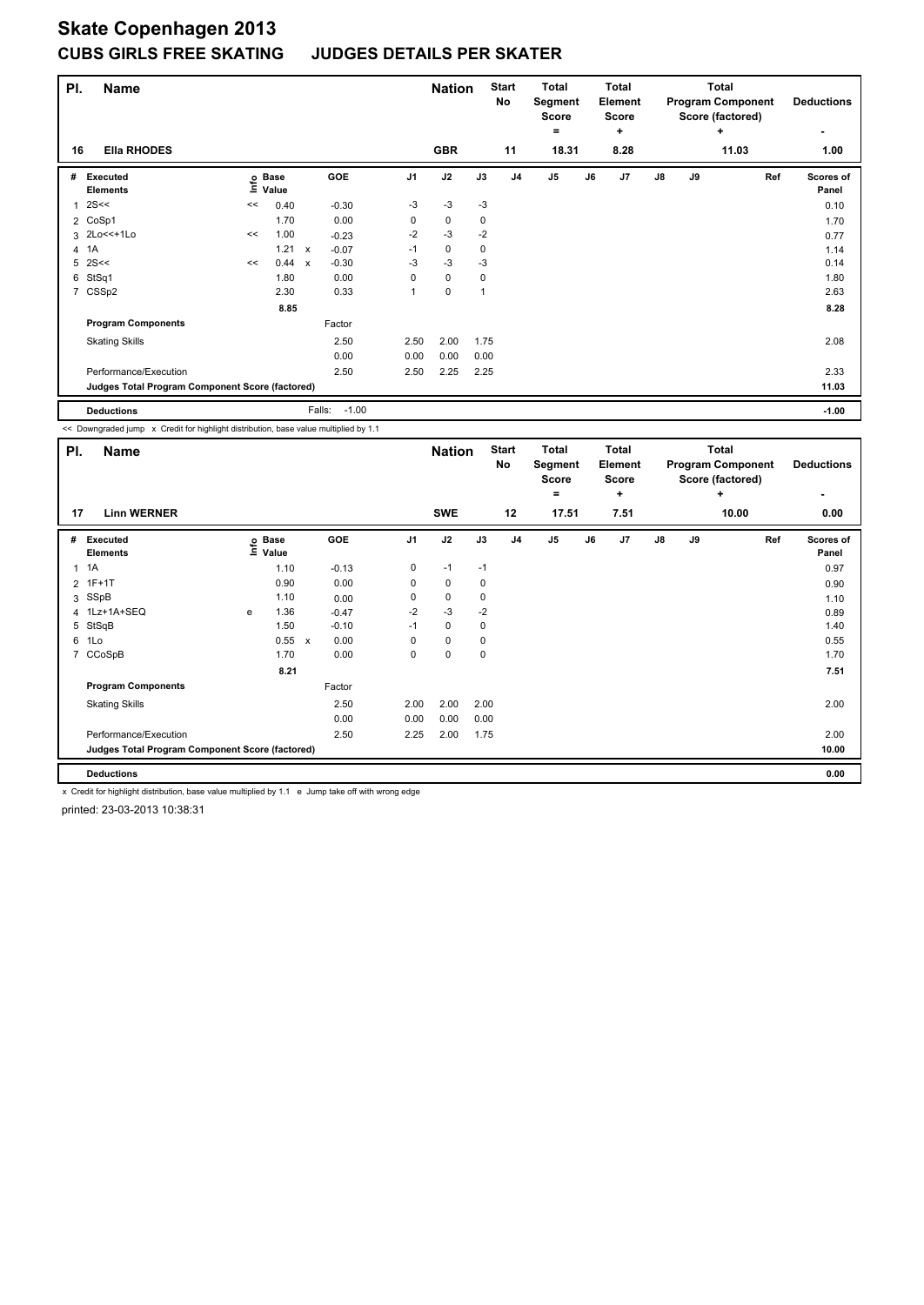# Skate Copenhagen 2013

## CUBS GIRLS FREE SKATING JUDGES DETAILS PER SKATER

| Pl. | Name | Nation | Start No | Total Segment Score = | Total Element Score + | Total Program Component Score (factored) + | Deductions - |
|---|---|---|---|---|---|---|---|
| 16 | Ella RHODES | GBR | 11 | 18.31 | 8.28 | 11.03 | 1.00 |

| # | Executed Elements | Info | Base Value | | GOE | J1 | J2 | J3 | J4 | J5 | J6 | J7 | J8 | J9 | Ref | Scores of Panel |
|---|---|---|---|---|---|---|---|---|---|---|---|---|---|---|---|---|
| 1 | 2S<< | << | 0.40 | | -0.30 | -3 | -3 | -3 | | | | | | | | 0.10 |
| 2 | CoSp1 | | 1.70 | | 0.00 | 0 | 0 | 0 | | | | | | | | 1.70 |
| 3 | 2Lo<<+1Lo | << | 1.00 | | -0.23 | -2 | -3 | -2 | | | | | | | | 0.77 |
| 4 | 1A | | 1.21 | x | -0.07 | -1 | 0 | 0 | | | | | | | | 1.14 |
| 5 | 2S<< | << | 0.44 | x | -0.30 | -3 | -3 | -3 | | | | | | | | 0.14 |
| 6 | StSq1 | | 1.80 | | 0.00 | 0 | 0 | 0 | | | | | | | | 1.80 |
| 7 | CSSp2 | | 2.30 | | 0.33 | 1 | 0 | 1 | | | | | | | | 2.63 |
| | | | 8.85 | | | | | | | | | | | | | 8.28 |
| | Program Components | | | | Factor | | | | | | | | | | | |
| | Skating Skills | | | | 2.50 | 2.50 | 2.00 | 1.75 | | | | | | | | 2.08 |
| | | | | | 0.00 | 0.00 | 0.00 | 0.00 | | | | | | | | |
| | Performance/Execution | | | | 2.50 | 2.50 | 2.25 | 2.25 | | | | | | | | 2.33 |
| | Judges Total Program Component Score (factored) | | | | | | | | | | | | | | | 11.03 |
| | Deductions | | | | Falls: -1.00 | | | | | | | | | | | -1.00 |

<< Downgraded jump x Credit for highlight distribution, base value multiplied by 1.1

| Pl. | Name | Nation | Start No | Total Segment Score = | Total Element Score + | Total Program Component Score (factored) + | Deductions - |
|---|---|---|---|---|---|---|---|
| 17 | Linn WERNER | SWE | 12 | 17.51 | 7.51 | 10.00 | 0.00 |

| # | Executed Elements | Info | Base Value | | GOE | J1 | J2 | J3 | J4 | J5 | J6 | J7 | J8 | J9 | Ref | Scores of Panel |
|---|---|---|---|---|---|---|---|---|---|---|---|---|---|---|---|---|
| 1 | 1A | | 1.10 | | -0.13 | 0 | -1 | -1 | | | | | | | | 0.97 |
| 2 | 1F+1T | | 0.90 | | 0.00 | 0 | 0 | 0 | | | | | | | | 0.90 |
| 3 | SSpB | | 1.10 | | 0.00 | 0 | 0 | 0 | | | | | | | | 1.10 |
| 4 | 1Lz+1A+SEQ | e | 1.36 | | -0.47 | -2 | -3 | -2 | | | | | | | | 0.89 |
| 5 | StSqB | | 1.50 | | -0.10 | -1 | 0 | 0 | | | | | | | | 1.40 |
| 6 | 1Lo | | 0.55 | x | 0.00 | 0 | 0 | 0 | | | | | | | | 0.55 |
| 7 | CCoSpB | | 1.70 | | 0.00 | 0 | 0 | 0 | | | | | | | | 1.70 |
| | | | 8.21 | | | | | | | | | | | | | 7.51 |
| | Program Components | | | | Factor | | | | | | | | | | | |
| | Skating Skills | | | | 2.50 | 2.00 | 2.00 | 2.00 | | | | | | | | 2.00 |
| | | | | | 0.00 | 0.00 | 0.00 | 0.00 | | | | | | | | |
| | Performance/Execution | | | | 2.50 | 2.25 | 2.00 | 1.75 | | | | | | | | 2.00 |
| | Judges Total Program Component Score (factored) | | | | | | | | | | | | | | | 10.00 |
| | Deductions | | | | | | | | | | | | | | | 0.00 |

x Credit for highlight distribution, base value multiplied by 1.1 e Jump take off with wrong edge

printed: 23-03-2013 10:38:31